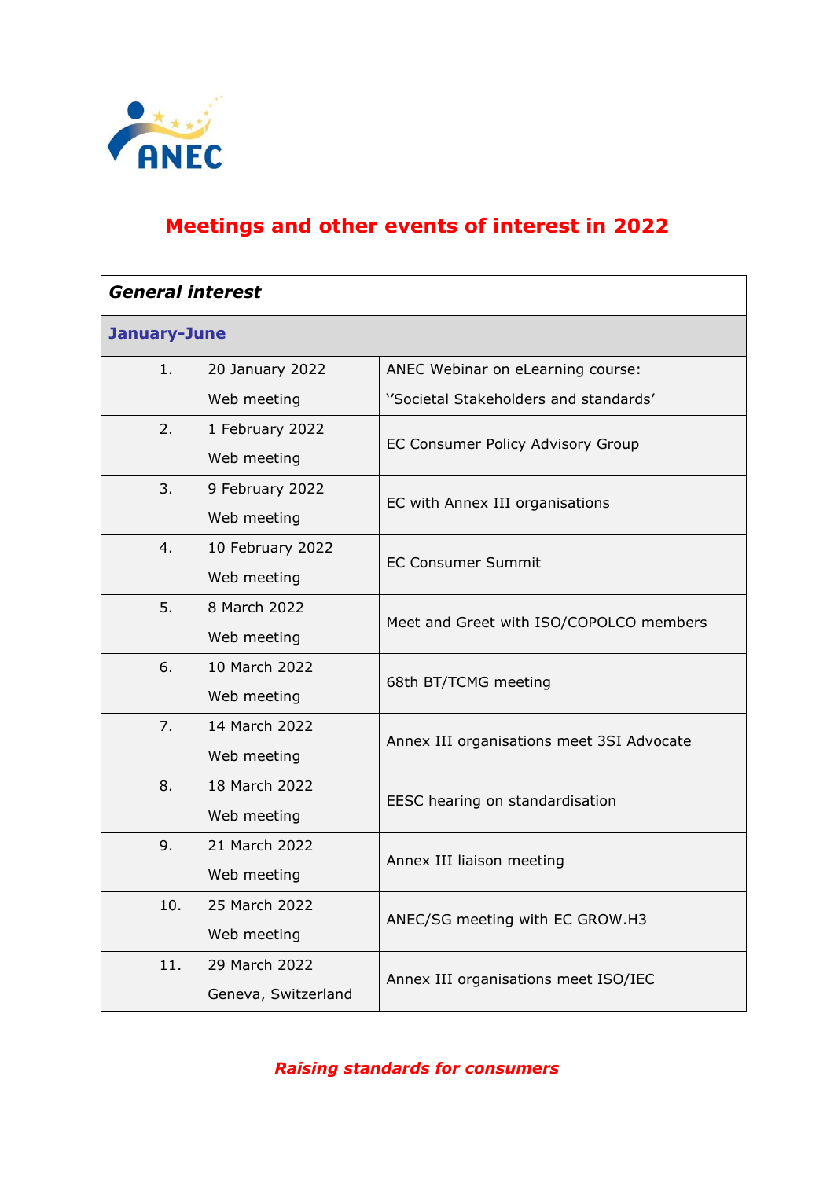ANEC

# Meetings and other events of interest in 2022

| **General interest** | | |
|---|---|---|
| **January-June** | | |
| 1. | 20 January 2022<br>Web meeting | ANEC Webinar on eLearning course:<br>''Societal Stakeholders and standards' |
| 2. | 1 February 2022<br>Web meeting | EC Consumer Policy Advisory Group |
| 3. | 9 February 2022<br>Web meeting | EC with Annex III organisations |
| 4. | 10 February 2022<br>Web meeting | EC Consumer Summit |
| 5. | 8 March 2022<br>Web meeting | Meet and Greet with ISO/COPOLCO members |
| 6. | 10 March 2022<br>Web meeting | 68th BT/TCMG meeting |
| 7. | 14 March 2022<br>Web meeting | Annex III organisations meet 3SI Advocate |
| 8. | 18 March 2022<br>Web meeting | EESC hearing on standardisation |
| 9. | 21 March 2022<br>Web meeting | Annex III liaison meeting |
| 10. | 25 March 2022<br>Web meeting | ANEC/SG meeting with EC GROW.H3 |
| 11. | 29 March 2022<br>Geneva, Switzerland | Annex III organisations meet ISO/IEC |

*Raising standards for consumers*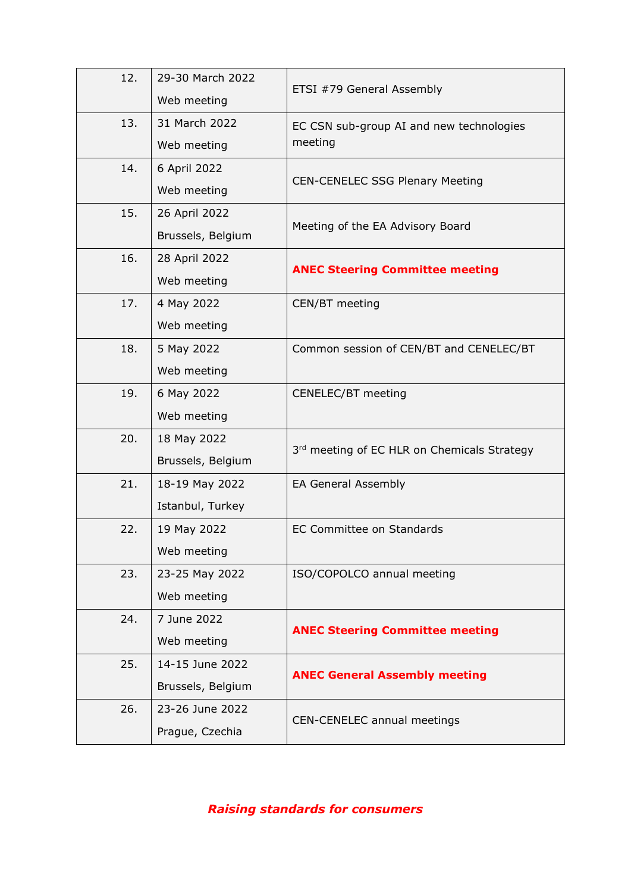| | | |
|---|---|---|
| 12. | 29-30 March 2022<br>Web meeting | ETSI #79 General Assembly |
| 13. | 31 March 2022<br>Web meeting | EC CSN sub-group AI and new technologies meeting |
| 14. | 6 April 2022<br>Web meeting | CEN-CENELEC SSG Plenary Meeting |
| 15. | 26 April 2022<br>Brussels, Belgium | Meeting of the EA Advisory Board |
| 16. | 28 April 2022<br>Web meeting | **ANEC Steering Committee meeting** |
| 17. | 4 May 2022<br>Web meeting | CEN/BT meeting |
| 18. | 5 May 2022<br>Web meeting | Common session of CEN/BT and CENELEC/BT |
| 19. | 6 May 2022<br>Web meeting | CENELEC/BT meeting |
| 20. | 18 May 2022<br>Brussels, Belgium | 3rd meeting of EC HLR on Chemicals Strategy |
| 21. | 18-19 May 2022<br>Istanbul, Turkey | EA General Assembly |
| 22. | 19 May 2022<br>Web meeting | EC Committee on Standards |
| 23. | 23-25 May 2022<br>Web meeting | ISO/COPOLCO annual meeting |
| 24. | 7 June 2022<br>Web meeting | **ANEC Steering Committee meeting** |
| 25. | 14-15 June 2022<br>Brussels, Belgium | **ANEC General Assembly meeting** |
| 26. | 23-26 June 2022<br>Prague, Czechia | CEN-CENELEC annual meetings |

***Raising standards for consumers***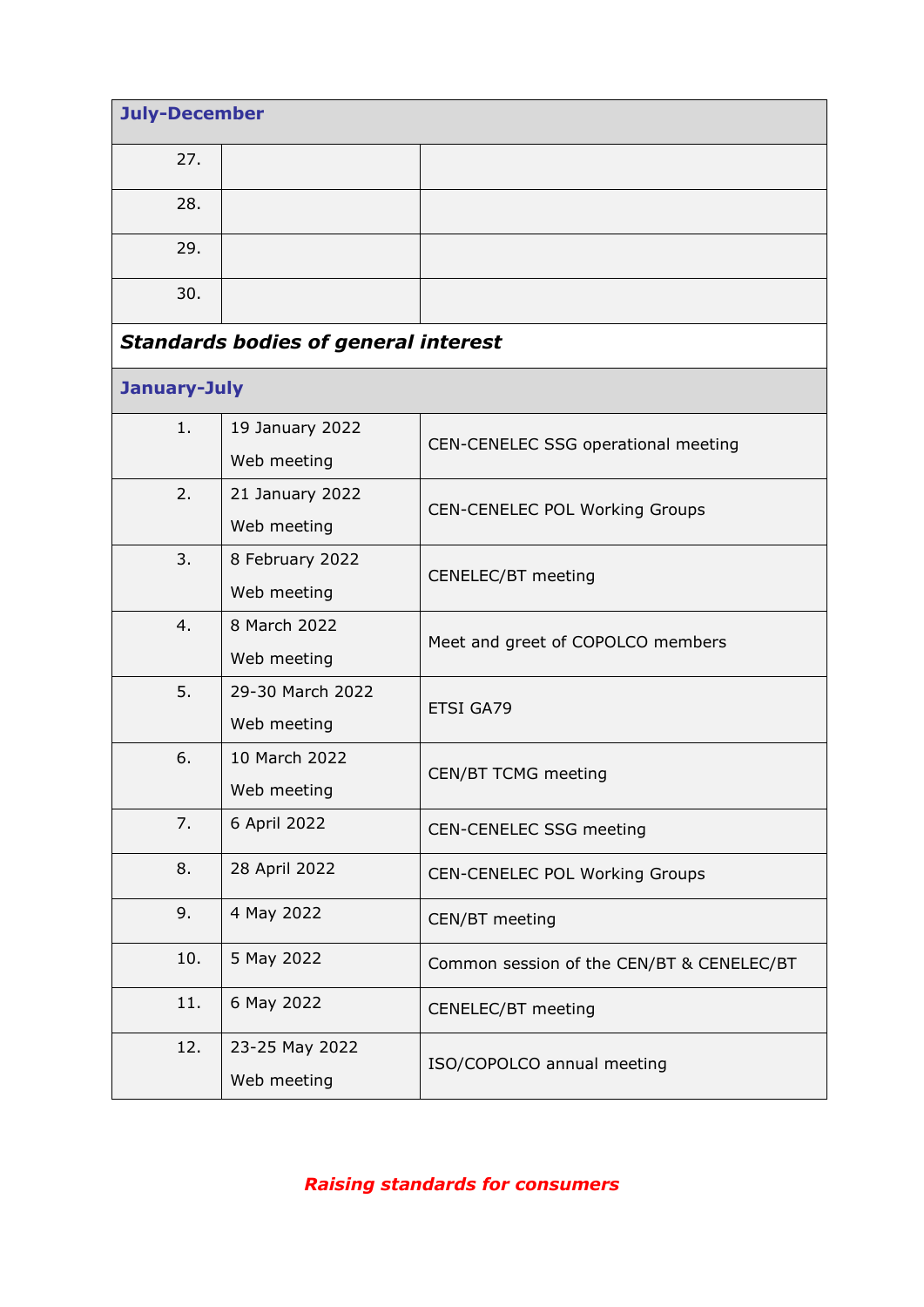| July-December | | |
|---|---|---|
| 27. | | |
| 28. | | |
| 29. | | |
| 30. | | |

***Standards bodies of general interest***

| January-July | | |
|---|---|---|
| 1. | 19 January 2022<br>Web meeting | CEN-CENELEC SSG operational meeting |
| 2. | 21 January 2022<br>Web meeting | CEN-CENELEC POL Working Groups |
| 3. | 8 February 2022<br>Web meeting | CENELEC/BT meeting |
| 4. | 8 March 2022<br>Web meeting | Meet and greet of COPOLCO members |
| 5. | 29-30 March 2022<br>Web meeting | ETSI GA79 |
| 6. | 10 March 2022<br>Web meeting | CEN/BT TCMG meeting |
| 7. | 6 April 2022 | CEN-CENELEC SSG meeting |
| 8. | 28 April 2022 | CEN-CENELEC POL Working Groups |
| 9. | 4 May 2022 | CEN/BT meeting |
| 10. | 5 May 2022 | Common session of the CEN/BT & CENELEC/BT |
| 11. | 6 May 2022 | CENELEC/BT meeting |
| 12. | 23-25 May 2022<br>Web meeting | ISO/COPOLCO annual meeting |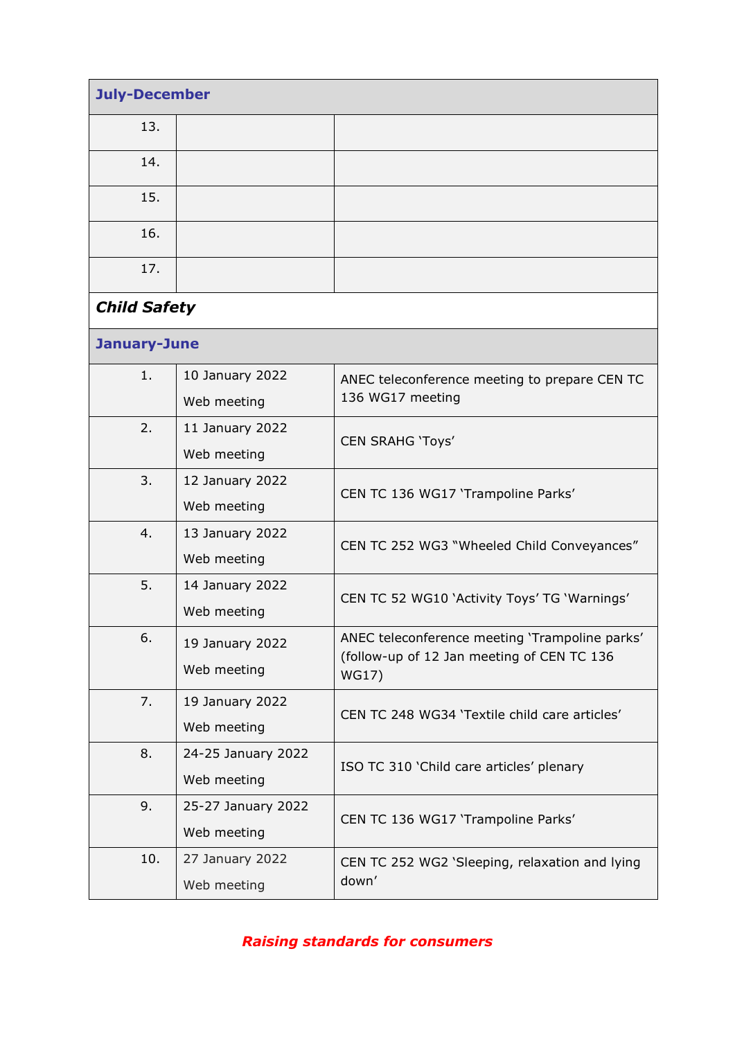| July-December | | |
|---|---|---|
| 13. | | |
| 14. | | |
| 15. | | |
| 16. | | |
| 17. | | |

***Child Safety***

| January-June | | |
|---|---|---|
| 1. | 10 January 2022<br>Web meeting | ANEC teleconference meeting to prepare CEN TC 136 WG17 meeting |
| 2. | 11 January 2022<br>Web meeting | CEN SRAHG 'Toys' |
| 3. | 12 January 2022<br>Web meeting | CEN TC 136 WG17 'Trampoline Parks' |
| 4. | 13 January 2022<br>Web meeting | CEN TC 252 WG3 "Wheeled Child Conveyances" |
| 5. | 14 January 2022<br>Web meeting | CEN TC 52 WG10 'Activity Toys' TG 'Warnings' |
| 6. | 19 January 2022<br>Web meeting | ANEC teleconference meeting 'Trampoline parks' (follow-up of 12 Jan meeting of CEN TC 136 WG17) |
| 7. | 19 January 2022<br>Web meeting | CEN TC 248 WG34 'Textile child care articles' |
| 8. | 24-25 January 2022<br>Web meeting | ISO TC 310 'Child care articles' plenary |
| 9. | 25-27 January 2022<br>Web meeting | CEN TC 136 WG17 'Trampoline Parks' |
| 10. | 27 January 2022<br>Web meeting | CEN TC 252 WG2 'Sleeping, relaxation and lying down' |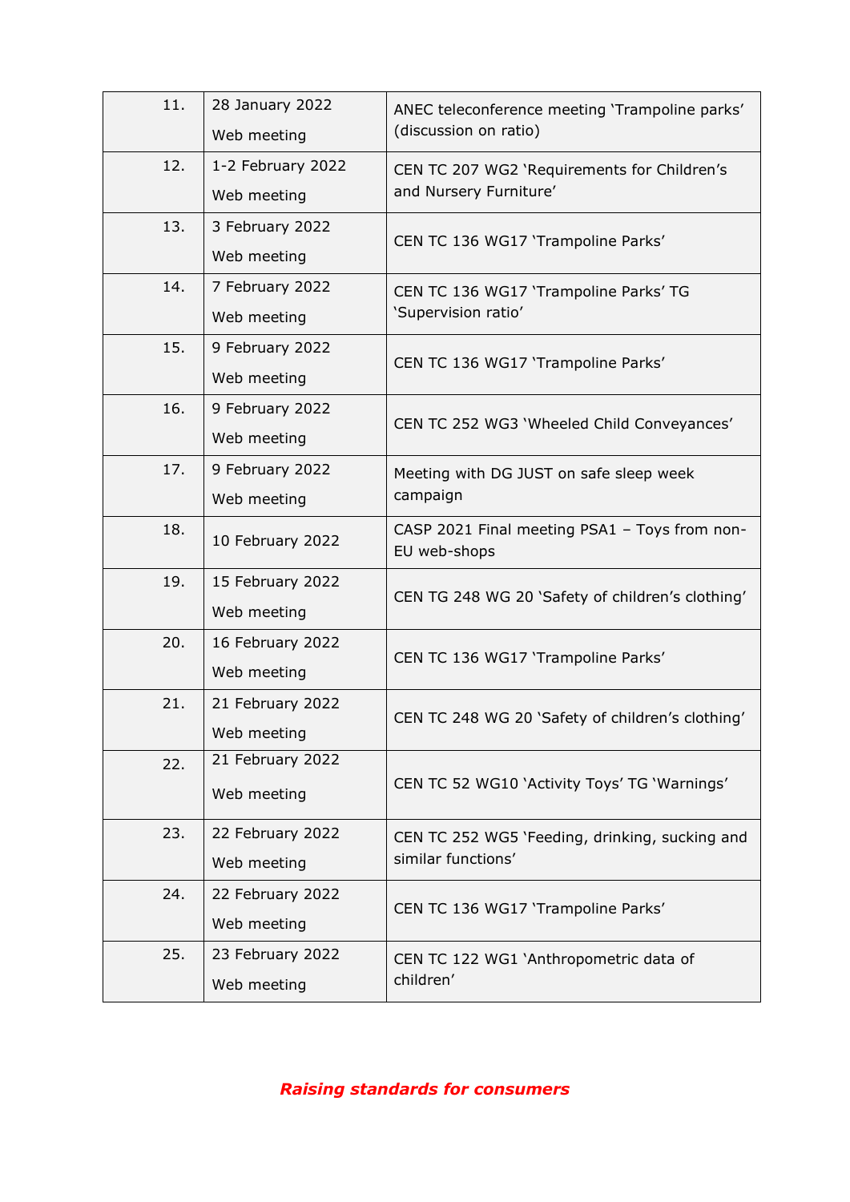| | | |
|---|---|---|
| 11. | 28 January 2022<br>Web meeting | ANEC teleconference meeting 'Trampoline parks' (discussion on ratio) |
| 12. | 1-2 February 2022<br>Web meeting | CEN TC 207 WG2 'Requirements for Children's and Nursery Furniture' |
| 13. | 3 February 2022<br>Web meeting | CEN TC 136 WG17 'Trampoline Parks' |
| 14. | 7 February 2022<br>Web meeting | CEN TC 136 WG17 'Trampoline Parks' TG 'Supervision ratio' |
| 15. | 9 February 2022<br>Web meeting | CEN TC 136 WG17 'Trampoline Parks' |
| 16. | 9 February 2022<br>Web meeting | CEN TC 252 WG3 'Wheeled Child Conveyances' |
| 17. | 9 February 2022<br>Web meeting | Meeting with DG JUST on safe sleep week campaign |
| 18. | 10 February 2022 | CASP 2021 Final meeting PSA1 – Toys from non-EU web-shops |
| 19. | 15 February 2022<br>Web meeting | CEN TG 248 WG 20 'Safety of children's clothing' |
| 20. | 16 February 2022<br>Web meeting | CEN TC 136 WG17 'Trampoline Parks' |
| 21. | 21 February 2022<br>Web meeting | CEN TC 248 WG 20 'Safety of children's clothing' |
| 22. | 21 February 2022<br>Web meeting | CEN TC 52 WG10 'Activity Toys' TG 'Warnings' |
| 23. | 22 February 2022<br>Web meeting | CEN TC 252 WG5 'Feeding, drinking, sucking and similar functions' |
| 24. | 22 February 2022<br>Web meeting | CEN TC 136 WG17 'Trampoline Parks' |
| 25. | 23 February 2022<br>Web meeting | CEN TC 122 WG1 'Anthropometric data of children' |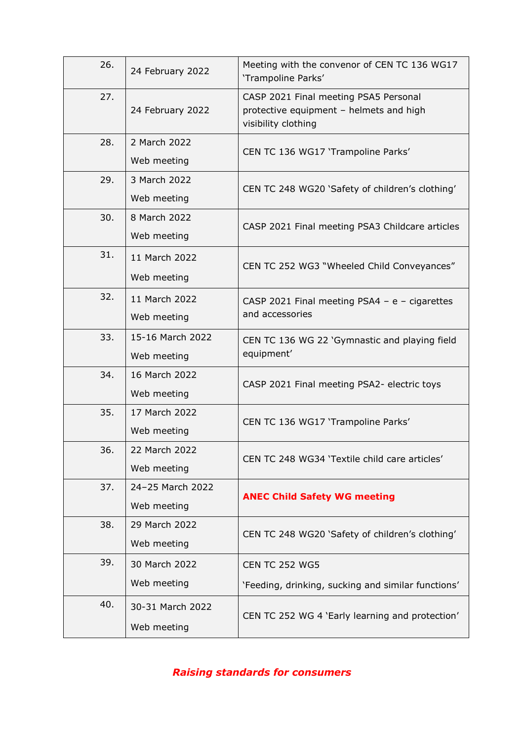| 26. | 24 February 2022 | Meeting with the convenor of CEN TC 136 WG17 'Trampoline Parks' |
|---|---|---|
| 27. | 24 February 2022 | CASP 2021 Final meeting PSA5 Personal protective equipment – helmets and high visibility clothing |
| 28. | 2 March 2022<br>Web meeting | CEN TC 136 WG17 'Trampoline Parks' |
| 29. | 3 March 2022<br>Web meeting | CEN TC 248 WG20 'Safety of children's clothing' |
| 30. | 8 March 2022<br>Web meeting | CASP 2021 Final meeting PSA3 Childcare articles |
| 31. | 11 March 2022<br>Web meeting | CEN TC 252 WG3 "Wheeled Child Conveyances" |
| 32. | 11 March 2022<br>Web meeting | CASP 2021 Final meeting PSA4 – e – cigarettes and accessories |
| 33. | 15-16 March 2022<br>Web meeting | CEN TC 136 WG 22 'Gymnastic and playing field equipment' |
| 34. | 16 March 2022<br>Web meeting | CASP 2021 Final meeting PSA2- electric toys |
| 35. | 17 March 2022<br>Web meeting | CEN TC 136 WG17 'Trampoline Parks' |
| 36. | 22 March 2022<br>Web meeting | CEN TC 248 WG34 'Textile child care articles' |
| 37. | 24–25 March 2022<br>Web meeting | **ANEC Child Safety WG meeting** |
| 38. | 29 March 2022<br>Web meeting | CEN TC 248 WG20 'Safety of children's clothing' |
| 39. | 30 March 2022<br>Web meeting | CEN TC 252 WG5<br>'Feeding, drinking, sucking and similar functions' |
| 40. | 30-31 March 2022<br>Web meeting | CEN TC 252 WG 4 'Early learning and protection' |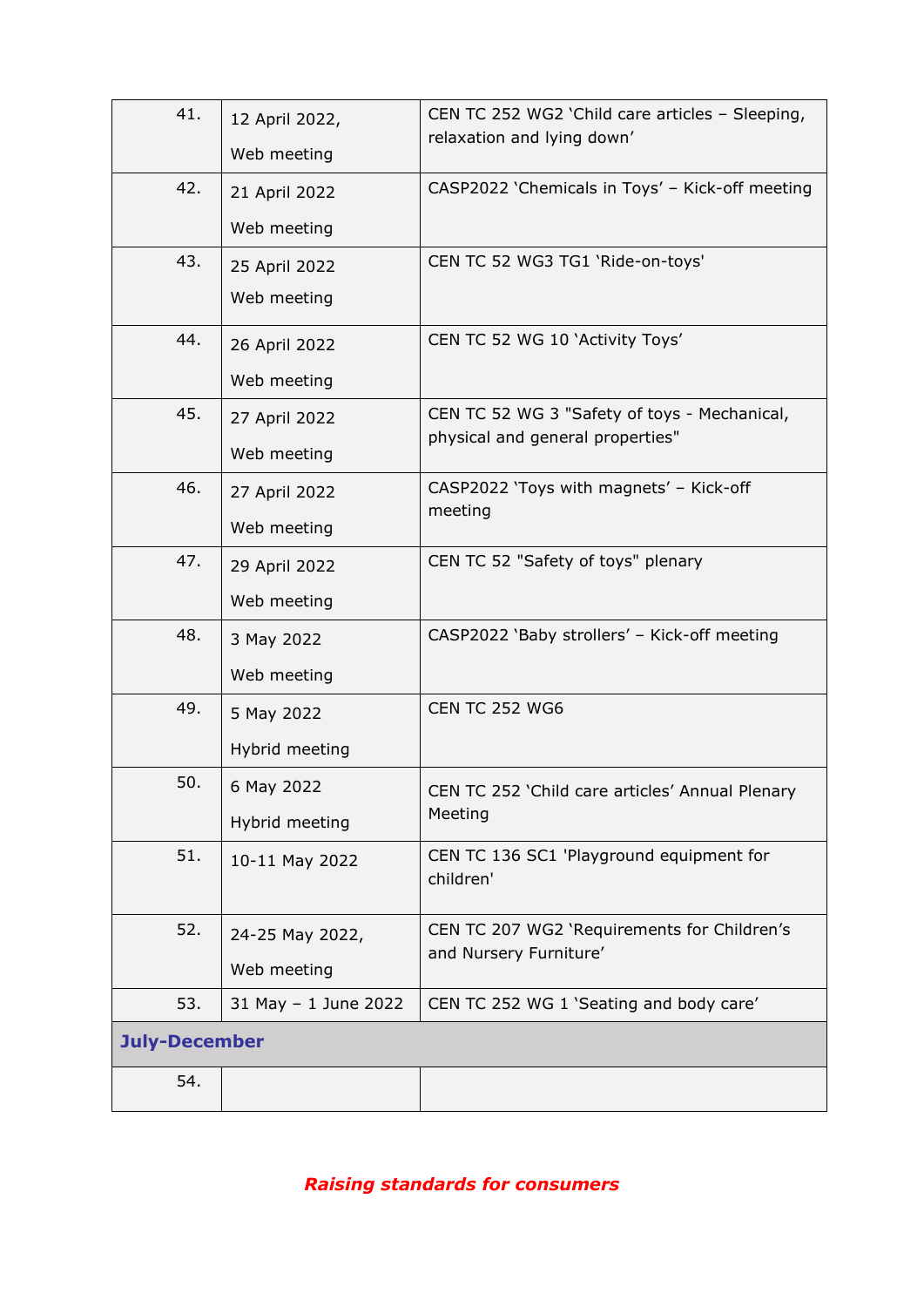| | | |
|---|---|---|
| 41. | 12 April 2022, Web meeting | CEN TC 252 WG2 'Child care articles – Sleeping, relaxation and lying down' |
| 42. | 21 April 2022 Web meeting | CASP2022 'Chemicals in Toys' – Kick-off meeting |
| 43. | 25 April 2022 Web meeting | CEN TC 52 WG3 TG1 'Ride-on-toys' |
| 44. | 26 April 2022 Web meeting | CEN TC 52 WG 10 'Activity Toys' |
| 45. | 27 April 2022 Web meeting | CEN TC 52 WG 3 "Safety of toys - Mechanical, physical and general properties" |
| 46. | 27 April 2022 Web meeting | CASP2022 'Toys with magnets' – Kick-off meeting |
| 47. | 29 April 2022 Web meeting | CEN TC 52 "Safety of toys" plenary |
| 48. | 3 May 2022 Web meeting | CASP2022 'Baby strollers' – Kick-off meeting |
| 49. | 5 May 2022 Hybrid meeting | CEN TC 252 WG6 |
| 50. | 6 May 2022 Hybrid meeting | CEN TC 252 'Child care articles' Annual Plenary Meeting |
| 51. | 10-11 May 2022 | CEN TC 136 SC1 'Playground equipment for children' |
| 52. | 24-25 May 2022, Web meeting | CEN TC 207 WG2 'Requirements for Children's and Nursery Furniture' |
| 53. | 31 May – 1 June 2022 | CEN TC 252 WG 1 'Seating and body care' |
| **July-December** | | |
| 54. | | |

***Raising standards for consumers***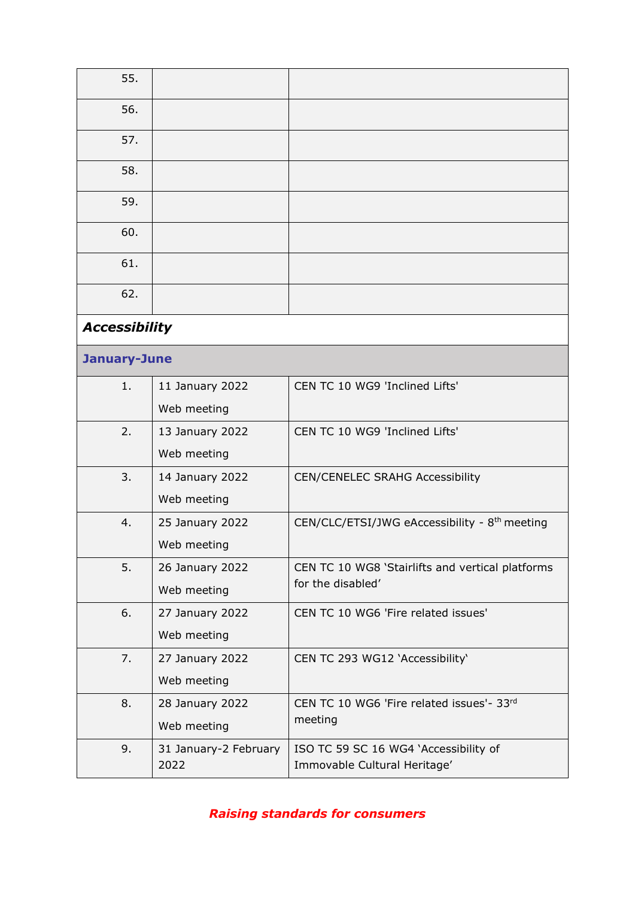| | | |
|---|---|---|
| 55. | | |
| 56. | | |
| 57. | | |
| 58. | | |
| 59. | | |
| 60. | | |
| 61. | | |
| 62. | | |
| ***Accessibility*** | | |
| **January-June** | | |
| 1. | 11 January 2022<br>Web meeting | CEN TC 10 WG9 'Inclined Lifts' |
| 2. | 13 January 2022<br>Web meeting | CEN TC 10 WG9 'Inclined Lifts' |
| 3. | 14 January 2022<br>Web meeting | CEN/CENELEC SRAHG Accessibility |
| 4. | 25 January 2022<br>Web meeting | CEN/CLC/ETSI/JWG eAccessibility - 8th meeting |
| 5. | 26 January 2022<br>Web meeting | CEN TC 10 WG8 'Stairlifts and vertical platforms for the disabled' |
| 6. | 27 January 2022<br>Web meeting | CEN TC 10 WG6 'Fire related issues' |
| 7. | 27 January 2022<br>Web meeting | CEN TC 293 WG12 'Accessibility' |
| 8. | 28 January 2022<br>Web meeting | CEN TC 10 WG6 'Fire related issues'- 33rd meeting |
| 9. | 31 January-2 February 2022 | ISO TC 59 SC 16 WG4 'Accessibility of Immovable Cultural Heritage' |

***Raising standards for consumers***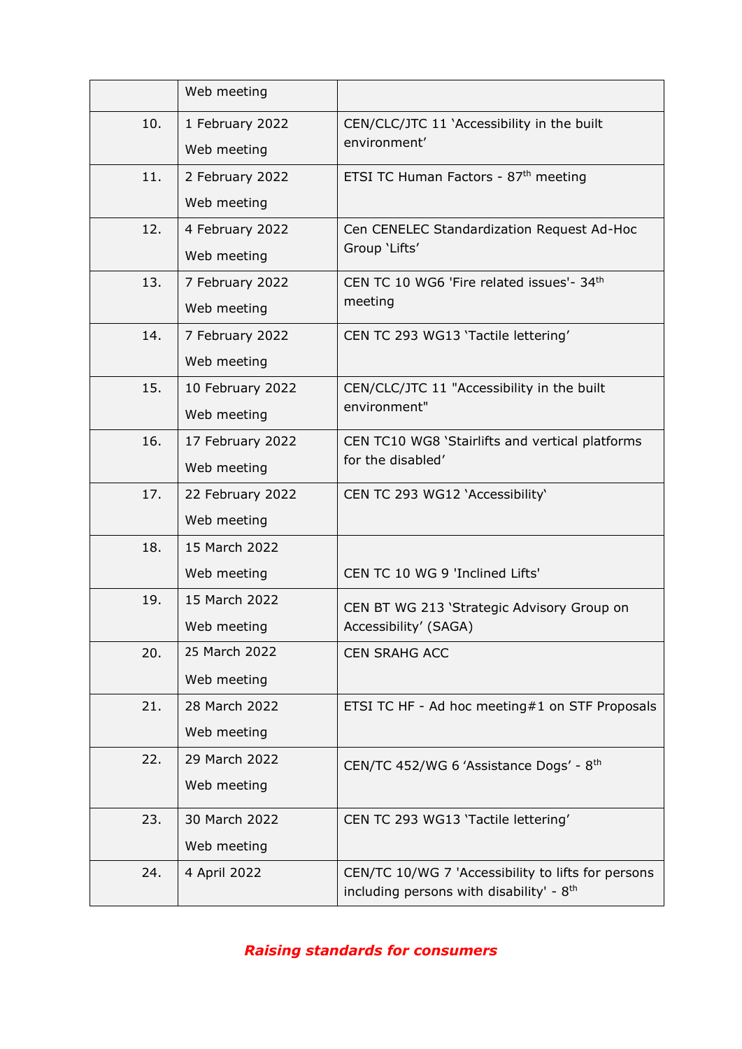| | | |
|---|---|---|
| | Web meeting | |
| 10. | 1 February 2022<br>Web meeting | CEN/CLC/JTC 11 'Accessibility in the built environment' |
| 11. | 2 February 2022<br>Web meeting | ETSI TC Human Factors - 87th meeting |
| 12. | 4 February 2022<br>Web meeting | Cen CENELEC Standardization Request Ad-Hoc Group 'Lifts' |
| 13. | 7 February 2022<br>Web meeting | CEN TC 10 WG6 'Fire related issues'- 34th meeting |
| 14. | 7 February 2022<br>Web meeting | CEN TC 293 WG13 'Tactile lettering' |
| 15. | 10 February 2022<br>Web meeting | CEN/CLC/JTC 11 "Accessibility in the built environment" |
| 16. | 17 February 2022<br>Web meeting | CEN TC10 WG8 'Stairlifts and vertical platforms for the disabled' |
| 17. | 22 February 2022<br>Web meeting | CEN TC 293 WG12 'Accessibility' |
| 18. | 15 March 2022<br>Web meeting | CEN TC 10 WG 9 'Inclined Lifts' |
| 19. | 15 March 2022<br>Web meeting | CEN BT WG 213 'Strategic Advisory Group on Accessibility' (SAGA) |
| 20. | 25 March 2022<br>Web meeting | CEN SRAHG ACC |
| 21. | 28 March 2022<br>Web meeting | ETSI TC HF - Ad hoc meeting#1 on STF Proposals |
| 22. | 29 March 2022<br>Web meeting | CEN/TC 452/WG 6 'Assistance Dogs' - 8th |
| 23. | 30 March 2022<br>Web meeting | CEN TC 293 WG13 'Tactile lettering' |
| 24. | 4 April 2022 | CEN/TC 10/WG 7 'Accessibility to lifts for persons including persons with disability' - 8th |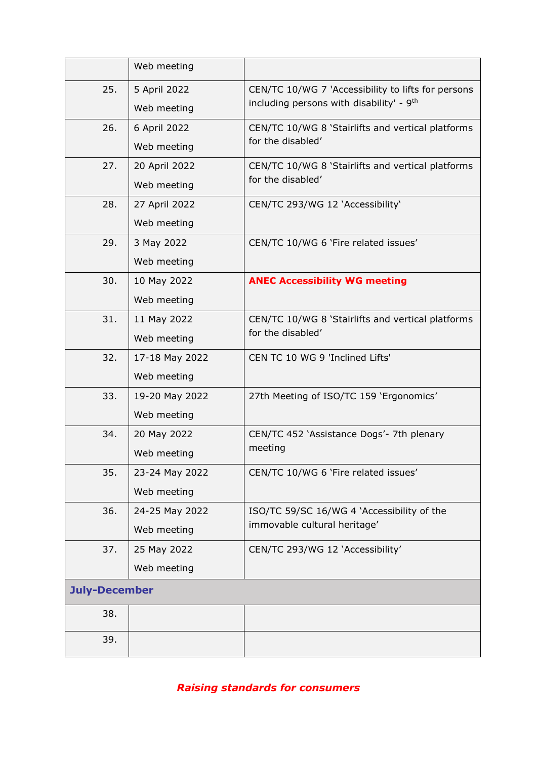| | | |
|---|---|---|
| | Web meeting | |
| 25. | 5 April 2022<br>Web meeting | CEN/TC 10/WG 7 'Accessibility to lifts for persons including persons with disability' - 9th |
| 26. | 6 April 2022<br>Web meeting | CEN/TC 10/WG 8 'Stairlifts and vertical platforms for the disabled' |
| 27. | 20 April 2022<br>Web meeting | CEN/TC 10/WG 8 'Stairlifts and vertical platforms for the disabled' |
| 28. | 27 April 2022<br>Web meeting | CEN/TC 293/WG 12 'Accessibility' |
| 29. | 3 May 2022<br>Web meeting | CEN/TC 10/WG 6 'Fire related issues' |
| 30. | 10 May 2022<br>Web meeting | **ANEC Accessibility WG meeting** |
| 31. | 11 May 2022<br>Web meeting | CEN/TC 10/WG 8 'Stairlifts and vertical platforms for the disabled' |
| 32. | 17-18 May 2022<br>Web meeting | CEN TC 10 WG 9 'Inclined Lifts' |
| 33. | 19-20 May 2022<br>Web meeting | 27th Meeting of ISO/TC 159 'Ergonomics' |
| 34. | 20 May 2022<br>Web meeting | CEN/TC 452 'Assistance Dogs'- 7th plenary meeting |
| 35. | 23-24 May 2022<br>Web meeting | CEN/TC 10/WG 6 'Fire related issues' |
| 36. | 24-25 May 2022<br>Web meeting | ISO/TC 59/SC 16/WG 4 'Accessibility of the immovable cultural heritage' |
| 37. | 25 May 2022<br>Web meeting | CEN/TC 293/WG 12 'Accessibility' |
| **July-December** | | |
| 38. | | |
| 39. | | |

*Raising standards for consumers*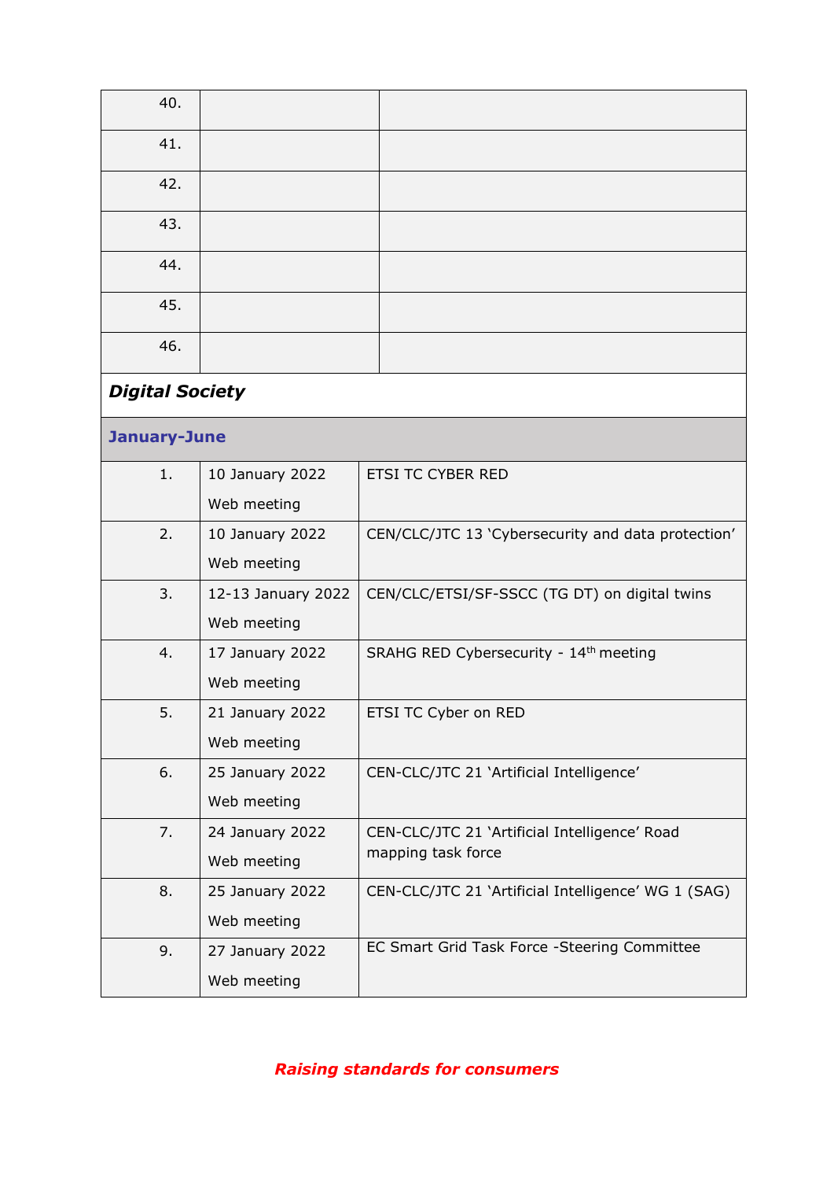| | | |
|---|---|---|
| 40. | | |
| 41. | | |
| 42. | | |
| 43. | | |
| 44. | | |
| 45. | | |
| 46. | | |

***Digital Society***

**January-June**

| | | |
|---|---|---|
| 1. | 10 January 2022<br>Web meeting | ETSI TC CYBER RED |
| 2. | 10 January 2022<br>Web meeting | CEN/CLC/JTC 13 'Cybersecurity and data protection' |
| 3. | 12-13 January 2022<br>Web meeting | CEN/CLC/ETSI/SF-SSCC (TG DT) on digital twins |
| 4. | 17 January 2022<br>Web meeting | SRAHG RED Cybersecurity - 14th meeting |
| 5. | 21 January 2022<br>Web meeting | ETSI TC Cyber on RED |
| 6. | 25 January 2022<br>Web meeting | CEN-CLC/JTC 21 'Artificial Intelligence' |
| 7. | 24 January 2022<br>Web meeting | CEN-CLC/JTC 21 'Artificial Intelligence' Road mapping task force |
| 8. | 25 January 2022<br>Web meeting | CEN-CLC/JTC 21 'Artificial Intelligence' WG 1 (SAG) |
| 9. | 27 January 2022<br>Web meeting | EC Smart Grid Task Force -Steering Committee |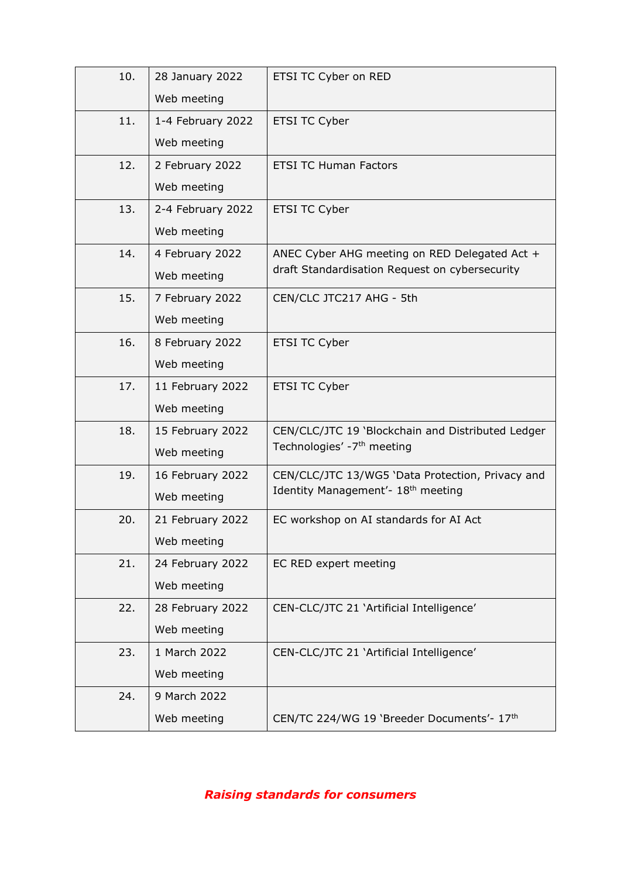| | | |
|---|---|---|
| 10. | 28 January 2022<br>Web meeting | ETSI TC Cyber on RED |
| 11. | 1-4 February 2022<br>Web meeting | ETSI TC Cyber |
| 12. | 2 February 2022<br>Web meeting | ETSI TC Human Factors |
| 13. | 2-4 February 2022<br>Web meeting | ETSI TC Cyber |
| 14. | 4 February 2022<br>Web meeting | ANEC Cyber AHG meeting on RED Delegated Act + draft Standardisation Request on cybersecurity |
| 15. | 7 February 2022<br>Web meeting | CEN/CLC JTC217 AHG - 5th |
| 16. | 8 February 2022<br>Web meeting | ETSI TC Cyber |
| 17. | 11 February 2022<br>Web meeting | ETSI TC Cyber |
| 18. | 15 February 2022<br>Web meeting | CEN/CLC/JTC 19 'Blockchain and Distributed Ledger Technologies' -7th meeting |
| 19. | 16 February 2022<br>Web meeting | CEN/CLC/JTC 13/WG5 'Data Protection, Privacy and Identity Management'- 18th meeting |
| 20. | 21 February 2022<br>Web meeting | EC workshop on AI standards for AI Act |
| 21. | 24 February 2022<br>Web meeting | EC RED expert meeting |
| 22. | 28 February 2022<br>Web meeting | CEN-CLC/JTC 21 'Artificial Intelligence' |
| 23. | 1 March 2022<br>Web meeting | CEN-CLC/JTC 21 'Artificial Intelligence' |
| 24. | 9 March 2022<br>Web meeting | CEN/TC 224/WG 19 'Breeder Documents'- 17th |

***Raising standards for consumers***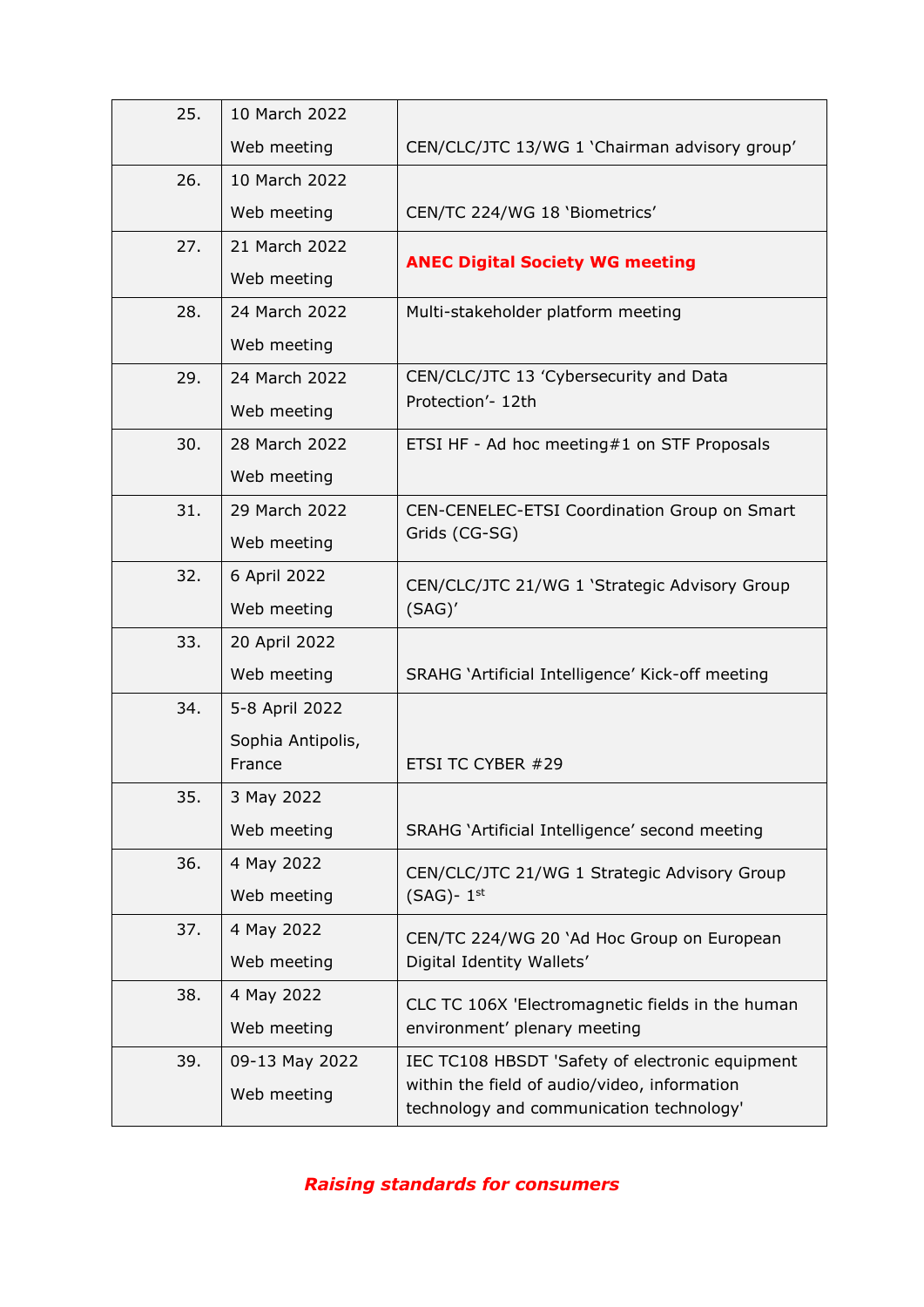| | | |
|---|---|---|
| 25. | 10 March 2022<br>Web meeting | CEN/CLC/JTC 13/WG 1 ‘Chairman advisory group’ |
| 26. | 10 March 2022<br>Web meeting | CEN/TC 224/WG 18 ‘Biometrics’ |
| 27. | 21 March 2022<br>Web meeting | **ANEC Digital Society WG meeting** |
| 28. | 24 March 2022<br>Web meeting | Multi-stakeholder platform meeting |
| 29. | 24 March 2022<br>Web meeting | CEN/CLC/JTC 13 ‘Cybersecurity and Data Protection’- 12th |
| 30. | 28 March 2022<br>Web meeting | ETSI HF - Ad hoc meeting#1 on STF Proposals |
| 31. | 29 March 2022<br>Web meeting | CEN-CENELEC-ETSI Coordination Group on Smart Grids (CG-SG) |
| 32. | 6 April 2022<br>Web meeting | CEN/CLC/JTC 21/WG 1 ‘Strategic Advisory Group (SAG)’ |
| 33. | 20 April 2022<br>Web meeting | SRAHG ‘Artificial Intelligence’ Kick-off meeting |
| 34. | 5-8 April 2022<br>Sophia Antipolis, France | ETSI TC CYBER #29 |
| 35. | 3 May 2022<br>Web meeting | SRAHG ‘Artificial Intelligence’ second meeting |
| 36. | 4 May 2022<br>Web meeting | CEN/CLC/JTC 21/WG 1 Strategic Advisory Group (SAG)- 1st |
| 37. | 4 May 2022<br>Web meeting | CEN/TC 224/WG 20 ‘Ad Hoc Group on European Digital Identity Wallets’ |
| 38. | 4 May 2022<br>Web meeting | CLC TC 106X 'Electromagnetic fields in the human environment’ plenary meeting |
| 39. | 09-13 May 2022<br>Web meeting | IEC TC108 HBSDT 'Safety of electronic equipment within the field of audio/video, information technology and communication technology' |

***Raising standards for consumers***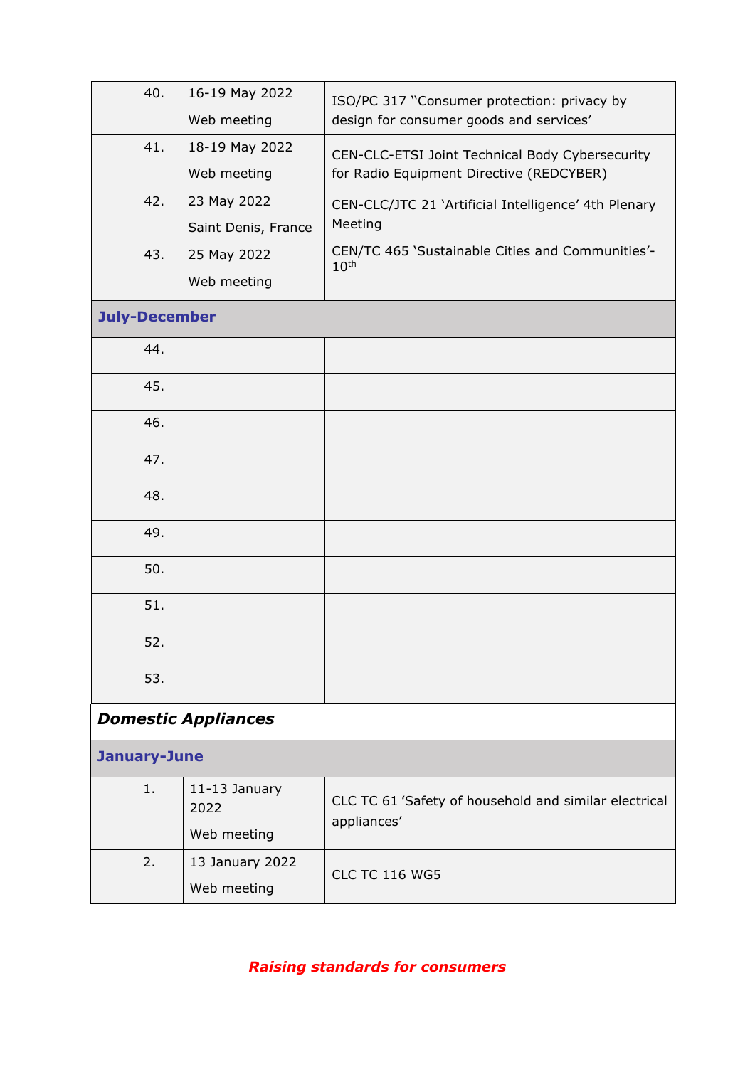| | | |
|---|---|---|
| 40. | 16-19 May 2022<br>Web meeting | ISO/PC 317 "Consumer protection: privacy by design for consumer goods and services' |
| 41. | 18-19 May 2022<br>Web meeting | CEN-CLC-ETSI Joint Technical Body Cybersecurity for Radio Equipment Directive (REDCYBER) |
| 42. | 23 May 2022<br>Saint Denis, France | CEN-CLC/JTC 21 'Artificial Intelligence' 4th Plenary Meeting |
| 43. | 25 May 2022<br>Web meeting | CEN/TC 465 'Sustainable Cities and Communities'- 10th |
| **July-December** | | |
| 44. | | |
| 45. | | |
| 46. | | |
| 47. | | |
| 48. | | |
| 49. | | |
| 50. | | |
| 51. | | |
| 52. | | |
| 53. | | |

| | | |
|---|---|---|
| ***Domestic Appliances*** | | |
| **January-June** | | |
| 1. | 11-13 January 2022<br>Web meeting | CLC TC 61 'Safety of household and similar electrical appliances' |
| 2. | 13 January 2022<br>Web meeting | CLC TC 116 WG5 |

***Raising standards for consumers***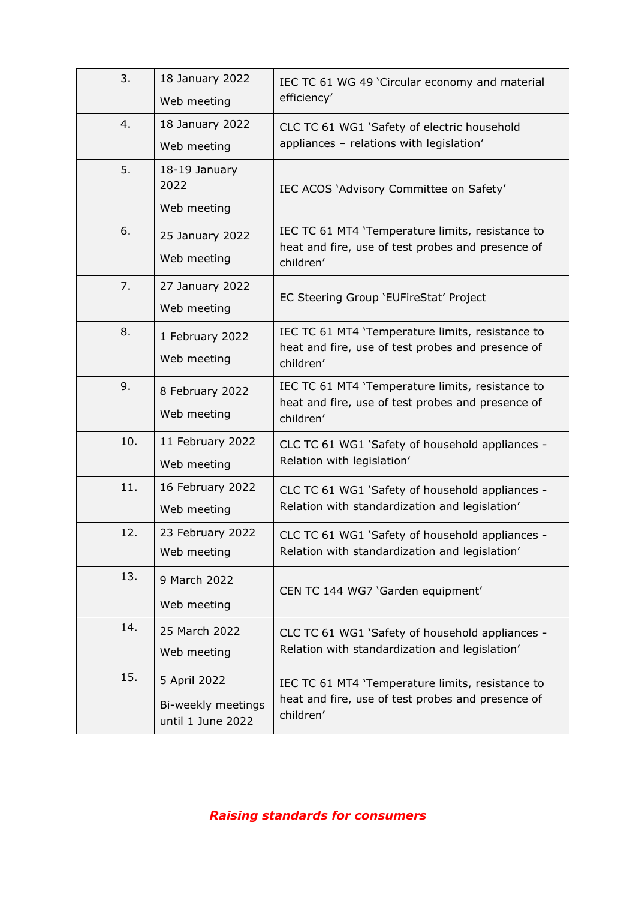| | | |
|---|---|---|
| 3. | 18 January 2022<br>Web meeting | IEC TC 61 WG 49 'Circular economy and material efficiency' |
| 4. | 18 January 2022<br>Web meeting | CLC TC 61 WG1 'Safety of electric household appliances – relations with legislation' |
| 5. | 18-19 January 2022<br>Web meeting | IEC ACOS 'Advisory Committee on Safety' |
| 6. | 25 January 2022<br>Web meeting | IEC TC 61 MT4 'Temperature limits, resistance to heat and fire, use of test probes and presence of children' |
| 7. | 27 January 2022<br>Web meeting | EC Steering Group 'EUFireStat' Project |
| 8. | 1 February 2022<br>Web meeting | IEC TC 61 MT4 'Temperature limits, resistance to heat and fire, use of test probes and presence of children' |
| 9. | 8 February 2022<br>Web meeting | IEC TC 61 MT4 'Temperature limits, resistance to heat and fire, use of test probes and presence of children' |
| 10. | 11 February 2022<br>Web meeting | CLC TC 61 WG1 'Safety of household appliances - Relation with legislation' |
| 11. | 16 February 2022<br>Web meeting | CLC TC 61 WG1 'Safety of household appliances - Relation with standardization and legislation' |
| 12. | 23 February 2022<br>Web meeting | CLC TC 61 WG1 'Safety of household appliances - Relation with standardization and legislation' |
| 13. | 9 March 2022<br>Web meeting | CEN TC 144 WG7 'Garden equipment' |
| 14. | 25 March 2022<br>Web meeting | CLC TC 61 WG1 'Safety of household appliances - Relation with standardization and legislation' |
| 15. | 5 April 2022<br>Bi-weekly meetings until 1 June 2022 | IEC TC 61 MT4 'Temperature limits, resistance to heat and fire, use of test probes and presence of children' |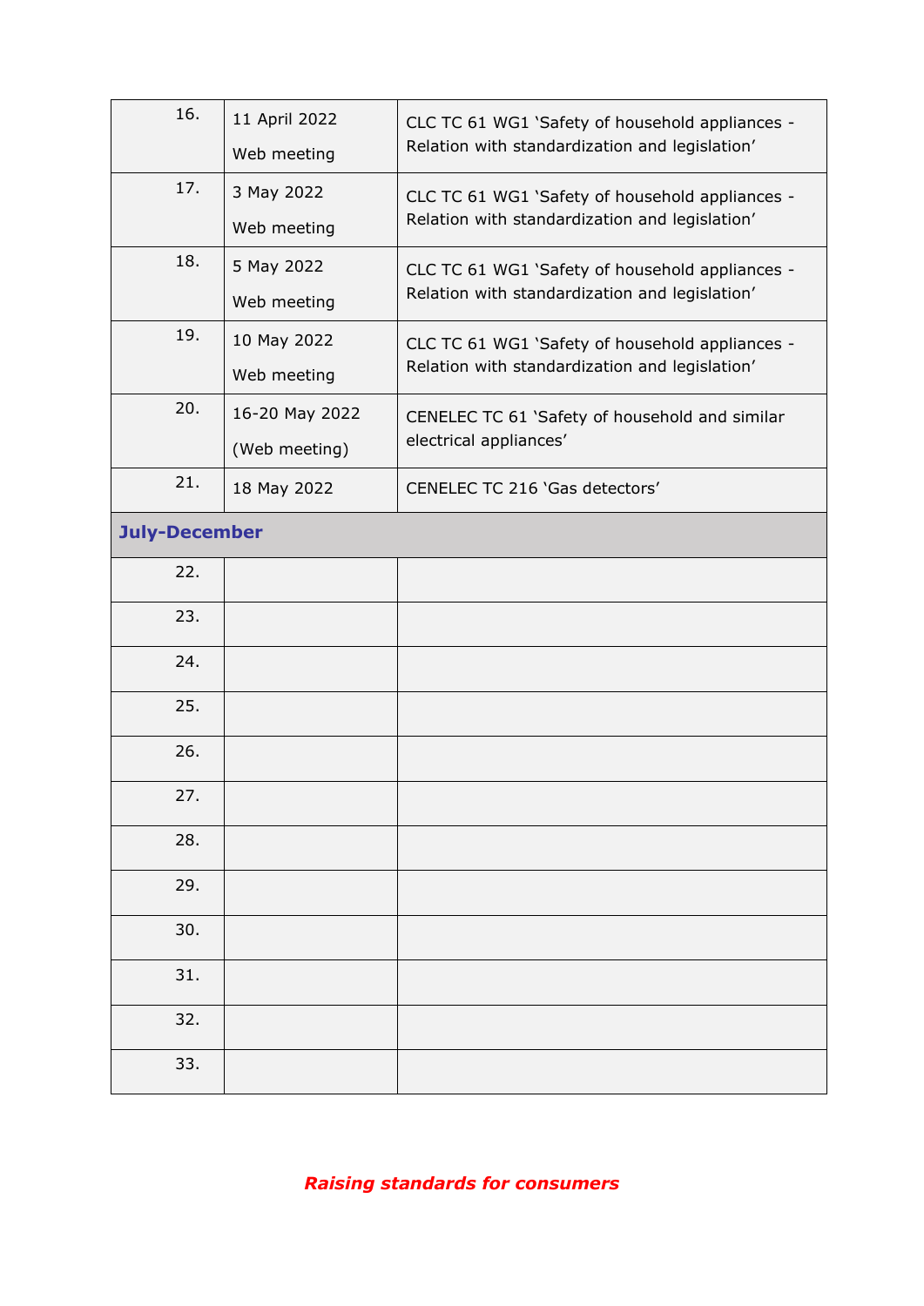| | | |
|---|---|---|
| 16. | 11 April 2022<br>Web meeting | CLC TC 61 WG1 'Safety of household appliances - Relation with standardization and legislation' |
| 17. | 3 May 2022<br>Web meeting | CLC TC 61 WG1 'Safety of household appliances - Relation with standardization and legislation' |
| 18. | 5 May 2022<br>Web meeting | CLC TC 61 WG1 'Safety of household appliances - Relation with standardization and legislation' |
| 19. | 10 May 2022<br>Web meeting | CLC TC 61 WG1 'Safety of household appliances - Relation with standardization and legislation' |
| 20. | 16-20 May 2022<br>(Web meeting) | CENELEC TC 61 'Safety of household and similar electrical appliances' |
| 21. | 18 May 2022 | CENELEC TC 216 'Gas detectors' |
| **July-December** | | |
| 22. | | |
| 23. | | |
| 24. | | |
| 25. | | |
| 26. | | |
| 27. | | |
| 28. | | |
| 29. | | |
| 30. | | |
| 31. | | |
| 32. | | |
| 33. | | |

***Raising standards for consumers***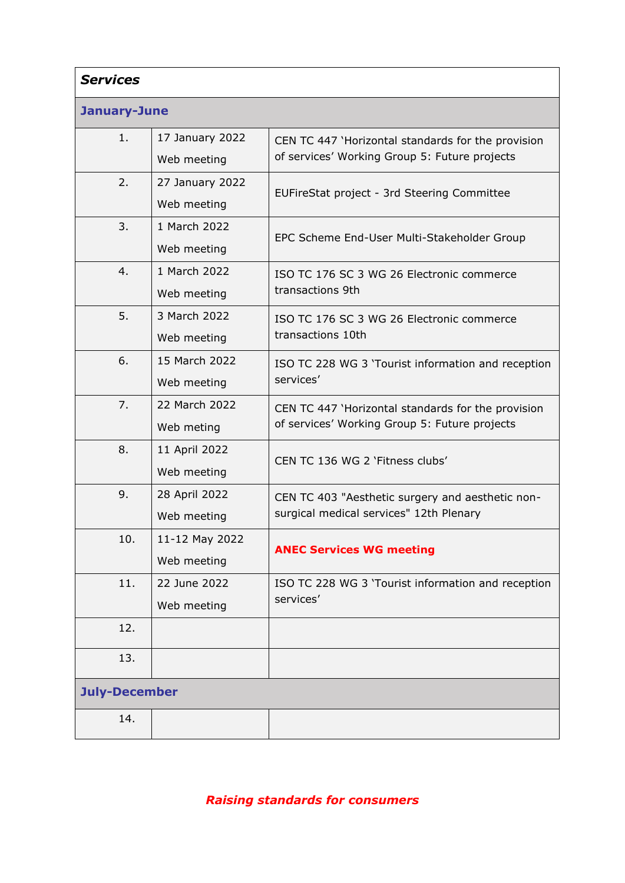| ***Services*** | | |
|---|---|---|
| **January-June** | | |
| 1. | 17 January 2022<br>Web meeting | CEN TC 447 'Horizontal standards for the provision of services' Working Group 5: Future projects |
| 2. | 27 January 2022<br>Web meeting | EUFireStat project - 3rd Steering Committee |
| 3. | 1 March 2022<br>Web meeting | EPC Scheme End-User Multi-Stakeholder Group |
| 4. | 1 March 2022<br>Web meeting | ISO TC 176 SC 3 WG 26 Electronic commerce transactions 9th |
| 5. | 3 March 2022<br>Web meeting | ISO TC 176 SC 3 WG 26 Electronic commerce transactions 10th |
| 6. | 15 March 2022<br>Web meeting | ISO TC 228 WG 3 'Tourist information and reception services' |
| 7. | 22 March 2022<br>Web meting | CEN TC 447 'Horizontal standards for the provision of services' Working Group 5: Future projects |
| 8. | 11 April 2022<br>Web meeting | CEN TC 136 WG 2 'Fitness clubs' |
| 9. | 28 April 2022<br>Web meeting | CEN TC 403 "Aesthetic surgery and aesthetic non-surgical medical services" 12th Plenary |
| 10. | 11-12 May 2022<br>Web meeting | **ANEC Services WG meeting** |
| 11. | 22 June 2022<br>Web meeting | ISO TC 228 WG 3 'Tourist information and reception services' |
| 12. | | |
| 13. | | |
| **July-December** | | |
| 14. | | |

***Raising standards for consumers***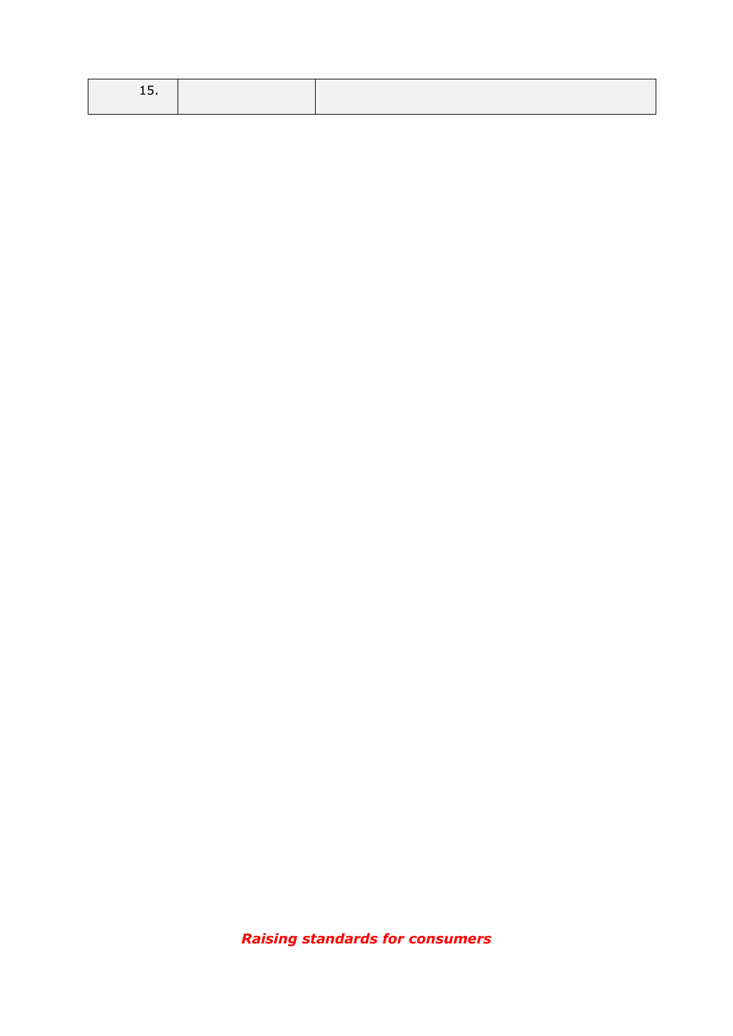| | | |
|---|---|---|
| 15. | | |

***Raising standards for consumers***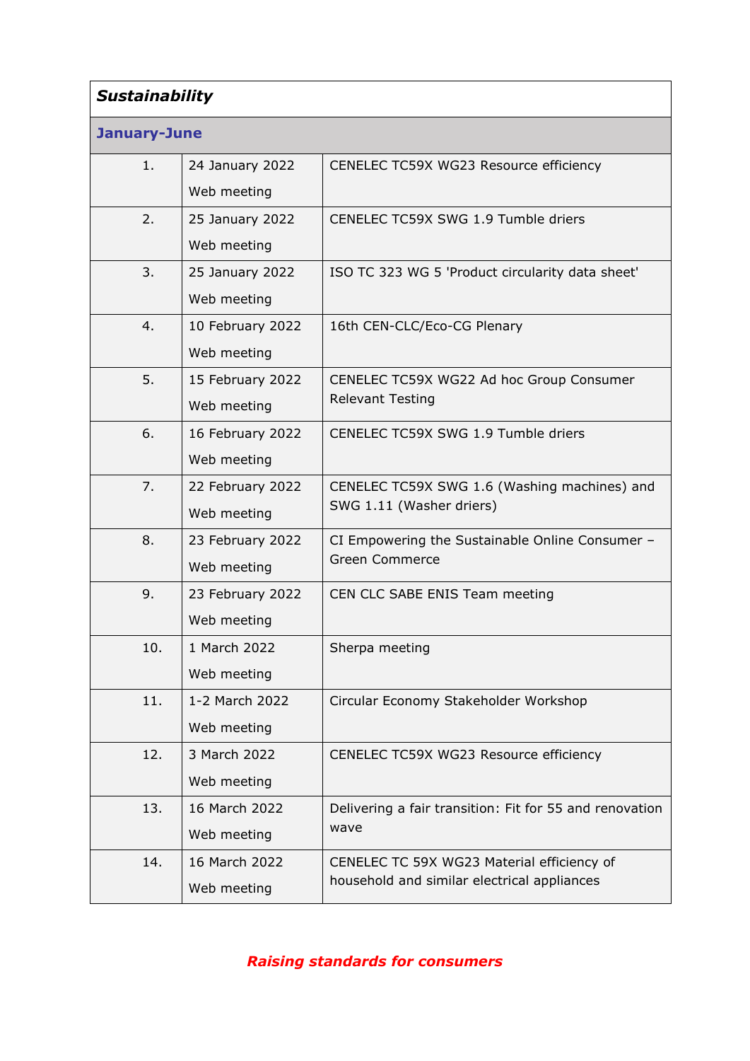| *Sustainability* | | |
|---|---|---|
| **January-June** | | |
| 1. | 24 January 2022<br>Web meeting | CENELEC TC59X WG23 Resource efficiency |
| 2. | 25 January 2022<br>Web meeting | CENELEC TC59X SWG 1.9 Tumble driers |
| 3. | 25 January 2022<br>Web meeting | ISO TC 323 WG 5 'Product circularity data sheet' |
| 4. | 10 February 2022<br>Web meeting | 16th CEN-CLC/Eco-CG Plenary |
| 5. | 15 February 2022<br>Web meeting | CENELEC TC59X WG22 Ad hoc Group Consumer Relevant Testing |
| 6. | 16 February 2022<br>Web meeting | CENELEC TC59X SWG 1.9 Tumble driers |
| 7. | 22 February 2022<br>Web meeting | CENELEC TC59X SWG 1.6 (Washing machines) and SWG 1.11 (Washer driers) |
| 8. | 23 February 2022<br>Web meeting | CI Empowering the Sustainable Online Consumer – Green Commerce |
| 9. | 23 February 2022<br>Web meeting | CEN CLC SABE ENIS Team meeting |
| 10. | 1 March 2022<br>Web meeting | Sherpa meeting |
| 11. | 1-2 March 2022<br>Web meeting | Circular Economy Stakeholder Workshop |
| 12. | 3 March 2022<br>Web meeting | CENELEC TC59X WG23 Resource efficiency |
| 13. | 16 March 2022<br>Web meeting | Delivering a fair transition: Fit for 55 and renovation wave |
| 14. | 16 March 2022<br>Web meeting | CENELEC TC 59X WG23 Material efficiency of household and similar electrical appliances |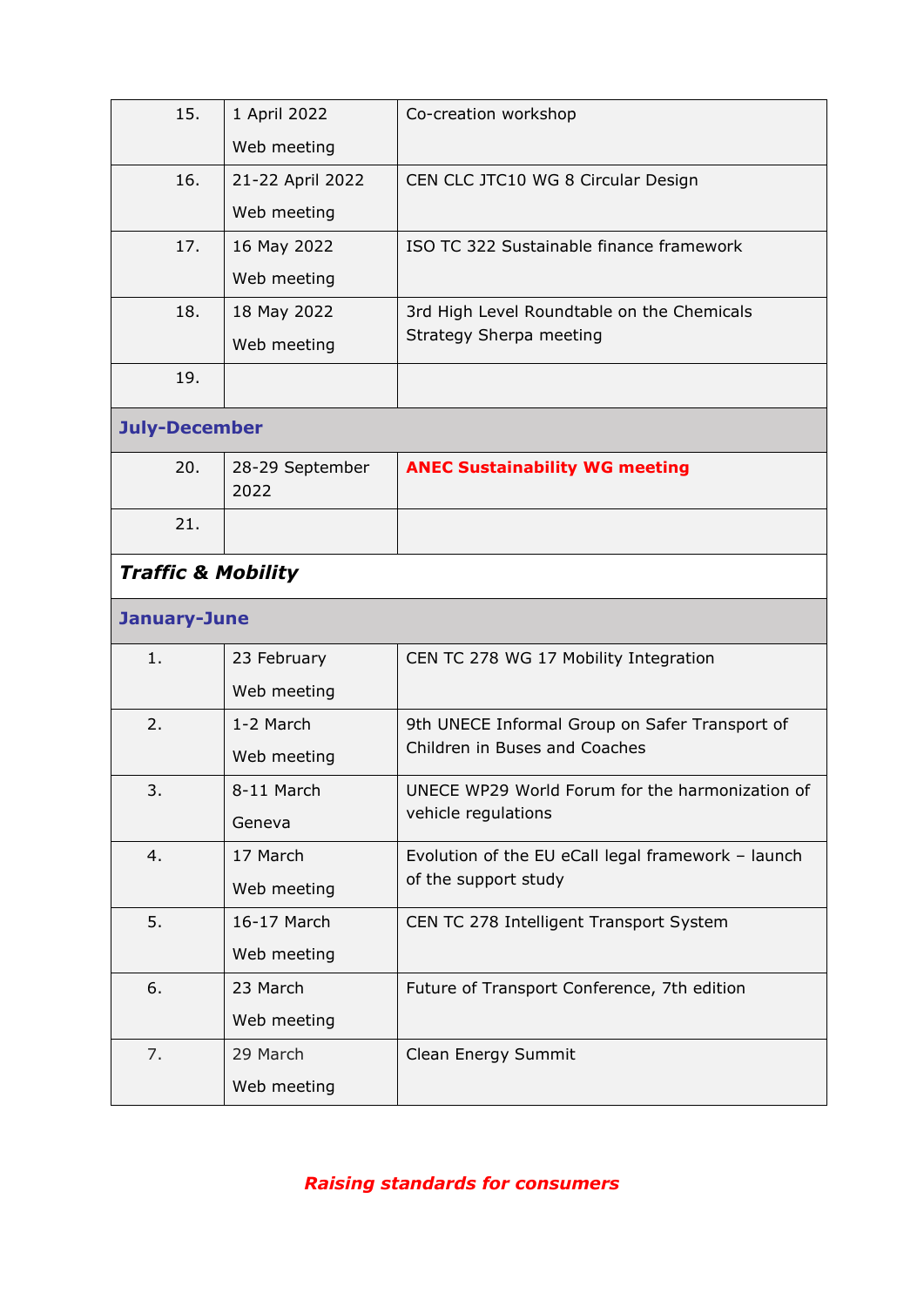| | | |
|---|---|---|
| 15. | 1 April 2022<br>Web meeting | Co-creation workshop |
| 16. | 21-22 April 2022<br>Web meeting | CEN CLC JTC10 WG 8 Circular Design |
| 17. | 16 May 2022<br>Web meeting | ISO TC 322 Sustainable finance framework |
| 18. | 18 May 2022<br>Web meeting | 3rd High Level Roundtable on the Chemicals Strategy Sherpa meeting |
| 19. | | |
| **July-December** | | |
| 20. | 28-29 September 2022 | **ANEC Sustainability WG meeting** |
| 21. | | |
| ***Traffic & Mobility*** | | |
| **January-June** | | |
| 1. | 23 February<br>Web meeting | CEN TC 278 WG 17 Mobility Integration |
| 2. | 1-2 March<br>Web meeting | 9th UNECE Informal Group on Safer Transport of Children in Buses and Coaches |
| 3. | 8-11 March<br>Geneva | UNECE WP29 World Forum for the harmonization of vehicle regulations |
| 4. | 17 March<br>Web meeting | Evolution of the EU eCall legal framework – launch of the support study |
| 5. | 16-17 March<br>Web meeting | CEN TC 278 Intelligent Transport System |
| 6. | 23 March<br>Web meeting | Future of Transport Conference, 7th edition |
| 7. | 29 March<br>Web meeting | Clean Energy Summit |

***Raising standards for consumers***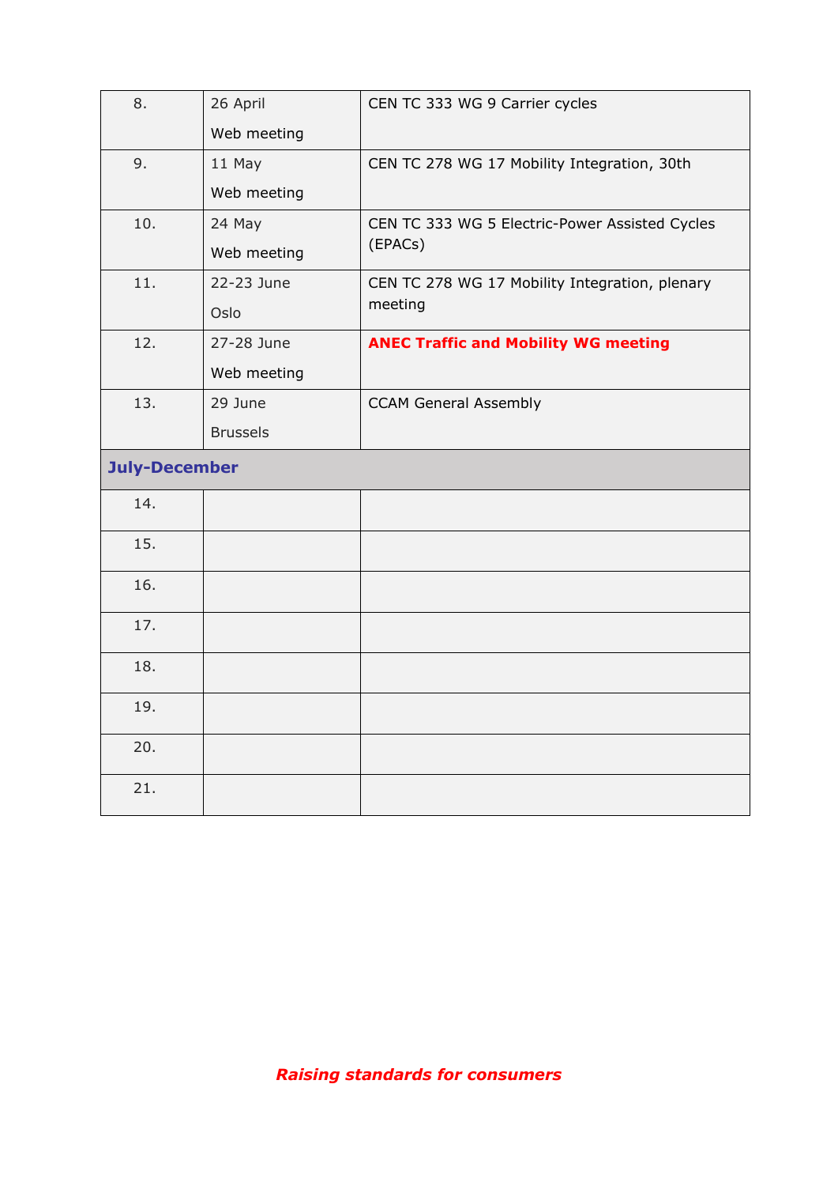| | | |
|---|---|---|
| 8. | 26 April<br>Web meeting | CEN TC 333 WG 9 Carrier cycles |
| 9. | 11 May<br>Web meeting | CEN TC 278 WG 17 Mobility Integration, 30th |
| 10. | 24 May<br>Web meeting | CEN TC 333 WG 5 Electric-Power Assisted Cycles (EPACs) |
| 11. | 22-23 June<br>Oslo | CEN TC 278 WG 17 Mobility Integration, plenary meeting |
| 12. | 27-28 June<br>Web meeting | **ANEC Traffic and Mobility WG meeting** |
| 13. | 29 June<br>Brussels | CCAM General Assembly |
| **July-December** | | |
| 14. | | |
| 15. | | |
| 16. | | |
| 17. | | |
| 18. | | |
| 19. | | |
| 20. | | |
| 21. | | |

***Raising standards for consumers***